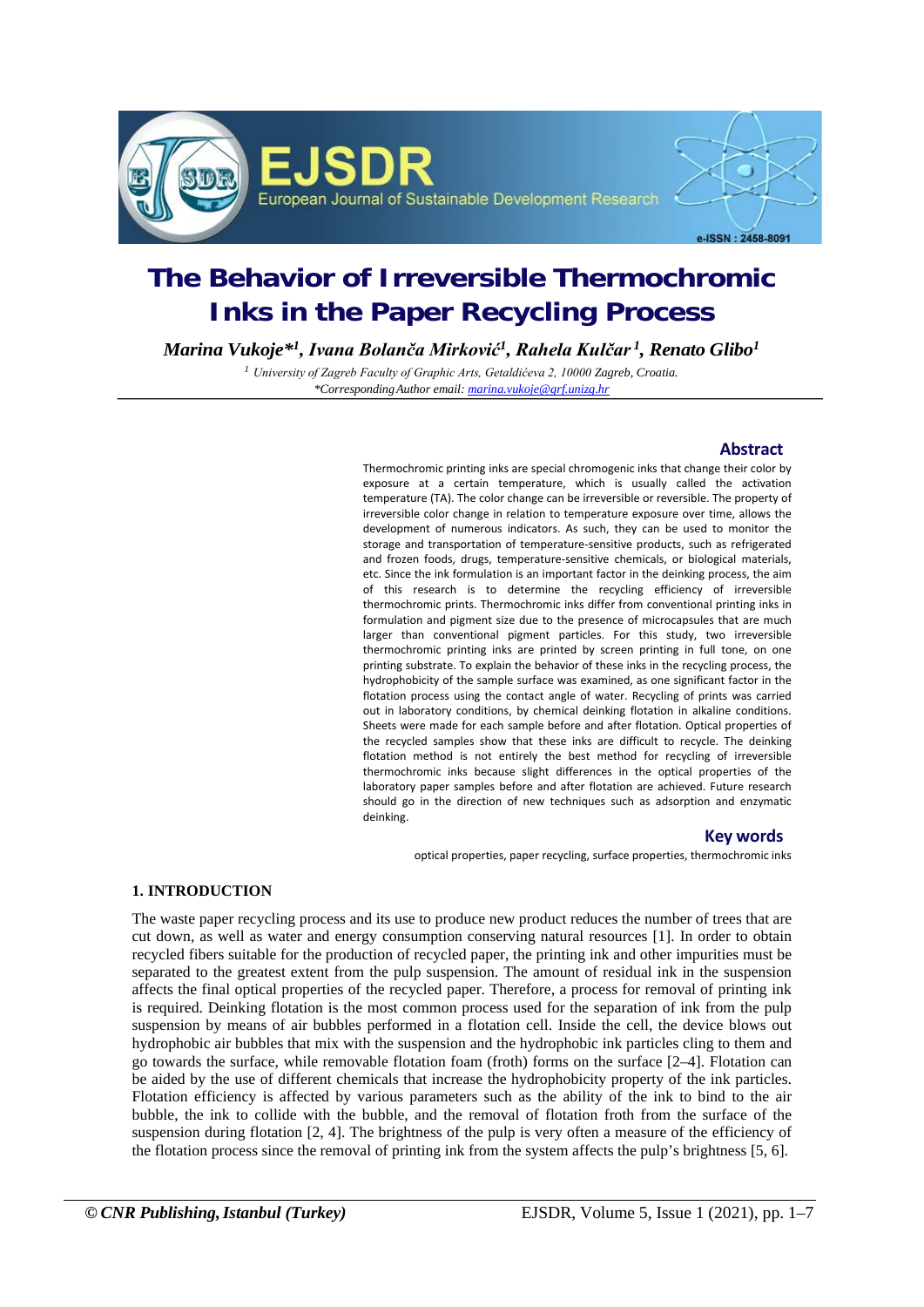# The Behavior of Irreversible Thermochromic Inks in the Paper Recycling Process

***Marina Vukoje*[1], Ivana Bolanča Mirković[1], Rahela Kulčar[1], Renato Glibo[1]***

*[1] University of Zagreb Faculty of Graphic Arts, Getaldićeva 2, 10000 Zagreb, Croatia.*
**Corresponding Author email: marina.vukoje@grf.unizg.hr*

## Abstract

Thermochromic printing inks are special chromogenic inks that change their color by exposure at a certain temperature, which is usually called the activation temperature (TA). The color change can be irreversible or reversible. The property of irreversible color change in relation to temperature exposure over time, allows the development of numerous indicators. As such, they can be used to monitor the storage and transportation of temperature-sensitive products, such as refrigerated and frozen foods, drugs, temperature-sensitive chemicals, or biological materials, etc. Since the ink formulation is an important factor in the deinking process, the aim of this research is to determine the recycling efficiency of irreversible thermochromic prints. Thermochromic inks differ from conventional printing inks in formulation and pigment size due to the presence of microcapsules that are much larger than conventional pigment particles. For this study, two irreversible thermochromic printing inks are printed by screen printing in full tone, on one printing substrate. To explain the behavior of these inks in the recycling process, the hydrophobicity of the sample surface was examined, as one significant factor in the flotation process using the contact angle of water. Recycling of prints was carried out in laboratory conditions, by chemical deinking flotation in alkaline conditions. Sheets were made for each sample before and after flotation. Optical properties of the recycled samples show that these inks are difficult to recycle. The deinking flotation method is not entirely the best method for recycling of irreversible thermochromic inks because slight differences in the optical properties of the laboratory paper samples before and after flotation are achieved. Future research should go in the direction of new techniques such as adsorption and enzymatic deinking.

## Key words

optical properties, paper recycling, surface properties, thermochromic inks

## 1. INTRODUCTION

The waste paper recycling process and its use to produce new product reduces the number of trees that are cut down, as well as water and energy consumption conserving natural resources [1]. In order to obtain recycled fibers suitable for the production of recycled paper, the printing ink and other impurities must be separated to the greatest extent from the pulp suspension. The amount of residual ink in the suspension affects the final optical properties of the recycled paper. Therefore, a process for removal of printing ink is required. Deinking flotation is the most common process used for the separation of ink from the pulp suspension by means of air bubbles performed in a flotation cell. Inside the cell, the device blows out hydrophobic air bubbles that mix with the suspension and the hydrophobic ink particles cling to them and go towards the surface, while removable flotation foam (froth) forms on the surface [2–4]. Flotation can be aided by the use of different chemicals that increase the hydrophobicity property of the ink particles. Flotation efficiency is affected by various parameters such as the ability of the ink to bind to the air bubble, the ink to collide with the bubble, and the removal of flotation froth from the surface of the suspension during flotation [2, 4]. The brightness of the pulp is very often a measure of the efficiency of the flotation process since the removal of printing ink from the system affects the pulp's brightness [5, 6].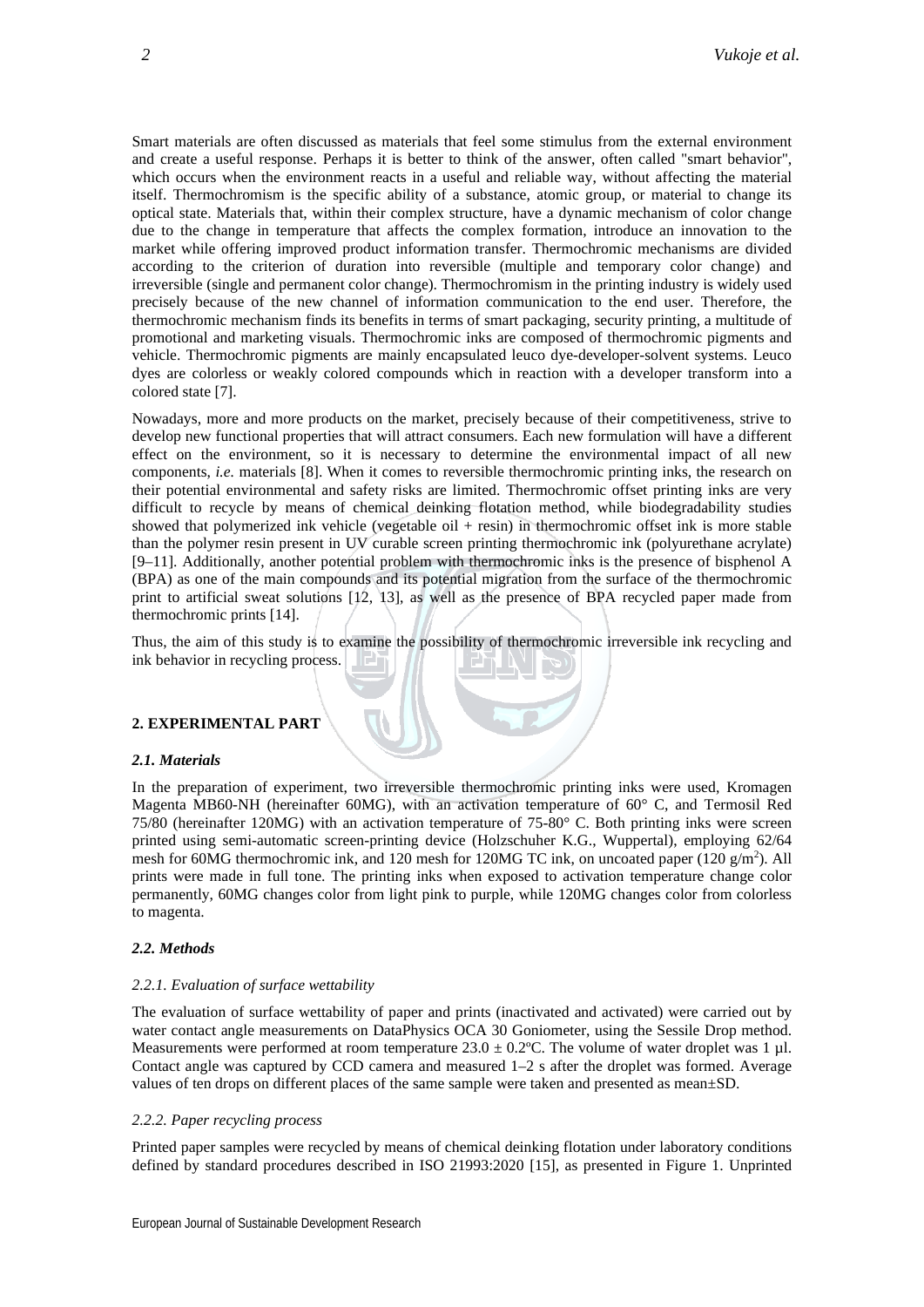Smart materials are often discussed as materials that feel some stimulus from the external environment and create a useful response. Perhaps it is better to think of the answer, often called "smart behavior", which occurs when the environment reacts in a useful and reliable way, without affecting the material itself. Thermochromism is the specific ability of a substance, atomic group, or material to change its optical state. Materials that, within their complex structure, have a dynamic mechanism of color change due to the change in temperature that affects the complex formation, introduce an innovation to the market while offering improved product information transfer. Thermochromic mechanisms are divided according to the criterion of duration into reversible (multiple and temporary color change) and irreversible (single and permanent color change). Thermochromism in the printing industry is widely used precisely because of the new channel of information communication to the end user. Therefore, the thermochromic mechanism finds its benefits in terms of smart packaging, security printing, a multitude of promotional and marketing visuals. Thermochromic inks are composed of thermochromic pigments and vehicle. Thermochromic pigments are mainly encapsulated leuco dye-developer-solvent systems. Leuco dyes are colorless or weakly colored compounds which in reaction with a developer transform into a colored state [7].

Nowadays, more and more products on the market, precisely because of their competitiveness, strive to develop new functional properties that will attract consumers. Each new formulation will have a different effect on the environment, so it is necessary to determine the environmental impact of all new components, *i.e.* materials [8]. When it comes to reversible thermochromic printing inks, the research on their potential environmental and safety risks are limited. Thermochromic offset printing inks are very difficult to recycle by means of chemical deinking flotation method, while biodegradability studies showed that polymerized ink vehicle (vegetable oil + resin) in thermochromic offset ink is more stable than the polymer resin present in UV curable screen printing thermochromic ink (polyurethane acrylate) [9–11]. Additionally, another potential problem with thermochromic inks is the presence of bisphenol A (BPA) as one of the main compounds and its potential migration from the surface of the thermochromic print to artificial sweat solutions [12, 13], as well as the presence of BPA recycled paper made from thermochromic prints [14].

Thus, the aim of this study is to examine the possibility of thermochromic irreversible ink recycling and ink behavior in recycling process.

## 2. EXPERIMENTAL PART

### *2.1. Materials*

In the preparation of experiment, two irreversible thermochromic printing inks were used, Kromagen Magenta MB60-NH (hereinafter 60MG), with an activation temperature of 60° C, and Termosil Red 75/80 (hereinafter 120MG) with an activation temperature of 75-80° C. Both printing inks were screen printed using semi-automatic screen-printing device (Holzschuher K.G., Wuppertal), employing 62/64 mesh for 60MG thermochromic ink, and 120 mesh for 120MG TC ink, on uncoated paper (120 $g/m^2$). All prints were made in full tone. The printing inks when exposed to activation temperature change color permanently, 60MG changes color from light pink to purple, while 120MG changes color from colorless to magenta.

### *2.2. Methods*

#### *2.2.1. Evaluation of surface wettability*

The evaluation of surface wettability of paper and prints (inactivated and activated) were carried out by water contact angle measurements on DataPhysics OCA 30 Goniometer, using the Sessile Drop method. Measurements were performed at room temperature 23.0 ± 0.2ºC. The volume of water droplet was 1 µl. Contact angle was captured by CCD camera and measured 1–2 s after the droplet was formed. Average values of ten drops on different places of the same sample were taken and presented as mean±SD.

#### *2.2.2. Paper recycling process*

Printed paper samples were recycled by means of chemical deinking flotation under laboratory conditions defined by standard procedures described in ISO 21993:2020 [15], as presented in Figure 1. Unprinted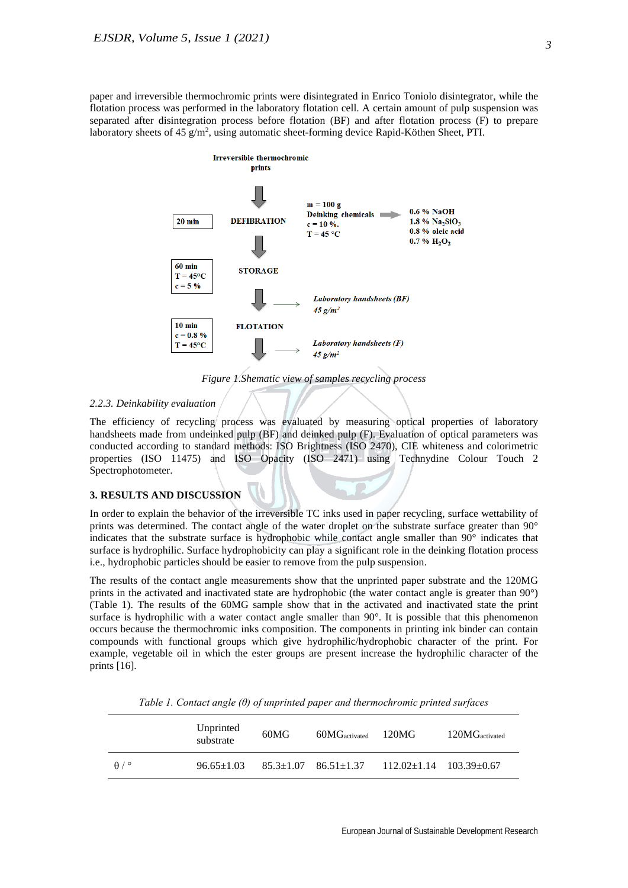paper and irreversible thermochromic prints were disintegrated in Enrico Toniolo disintegrator, while the flotation process was performed in the laboratory flotation cell. A certain amount of pulp suspension was separated after disintegration process before flotation (BF) and after flotation process (F) to prepare laboratory sheets of 45 g/m$^2$, using automatic sheet-forming device Rapid-Köthen Sheet, PTI.

**Irreversible thermochromic prints**

**20 min**

**DEFIBRATION**

**m = 100 g**
**Deinking chemicals**
**c = 10 %.**
**T = 45 °C**

**0.6 % NaOH**
**1.8 % $Na_2SiO_3$**
**0.8 % oleic acid**
**0.7 % $H_2O_2$**

**60 min**
**T = 45°C**
**c = 5 %**

**STORAGE**

***Laboratory handsheets (BF)***
***45 g/m$^2$***

**10 min**
**c = 0.8 %**
**T = 45°C**

**FLOTATION**

***Laboratory handsheets (F)***
***45 g/m$^2$***

*Figure 1.Shematic view of samples recycling process*

### *2.2.3. Deinkability evaluation*

The efficiency of recycling process was evaluated by measuring optical properties of laboratory handsheets made from undeinked pulp (BF) and deinked pulp (F). Evaluation of optical parameters was conducted according to standard methods: ISO Brightness (ISO 2470), CIE whiteness and colorimetric properties (ISO 11475) and ISO Opacity (ISO 2471) using Technydine Colour Touch 2 Spectrophotometer.

## 3. RESULTS AND DISCUSSION

In order to explain the behavior of the irreversible TC inks used in paper recycling, surface wettability of prints was determined. The contact angle of the water droplet on the substrate surface greater than 90° indicates that the substrate surface is hydrophobic while contact angle smaller than 90° indicates that surface is hydrophilic. Surface hydrophobicity can play a significant role in the deinking flotation process i.e., hydrophobic particles should be easier to remove from the pulp suspension.

The results of the contact angle measurements show that the unprinted paper substrate and the 120MG prints in the activated and inactivated state are hydrophobic (the water contact angle is greater than 90°) (Table 1). The results of the 60MG sample show that in the activated and inactivated state the print surface is hydrophilic with a water contact angle smaller than 90°. It is possible that this phenomenon occurs because the thermochromic inks composition. The components in printing ink binder can contain compounds with functional groups which give hydrophilic/hydrophobic character of the print. For example, vegetable oil in which the ester groups are present increase the hydrophilic character of the prints [16].

*Table 1. Contact angle (θ) of unprinted paper and thermochromic printed surfaces*

| | Unprinted substrate | 60MG | $60MG_{activated}$ | 120MG | $120MG_{activated}$ |
|---|---|---|---|---|---|
| θ / ° | 96.65±1.03 | 85.3±1.07 | 86.51±1.37 | 112.02±1.14 | 103.39±0.67 |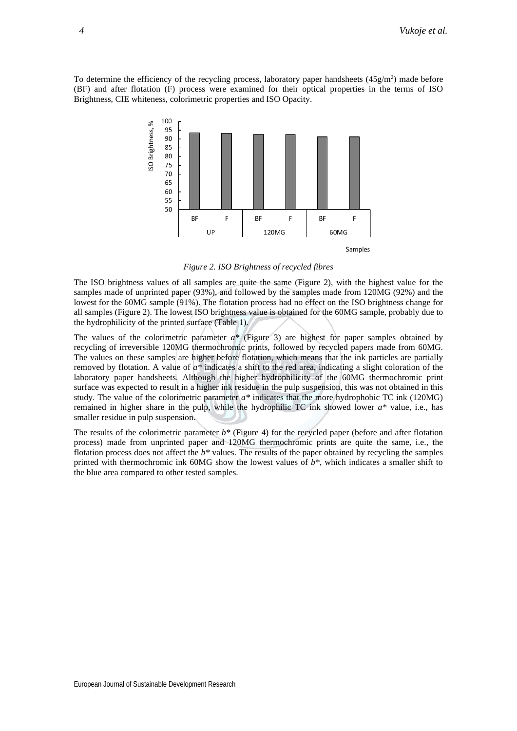To determine the efficiency of the recycling process, laboratory paper handsheets (45g/m$^2$) made before (BF) and after flotation (F) process were examined for their optical properties in the terms of ISO Brightness, CIE whiteness, colorimetric properties and ISO Opacity.

ISO Brightness, %

100
95
90
85
80
75
70
65
60
55
50

BF F BF F BF F

UP 120MG 60MG

Samples

*Figure 2. ISO Brightness of recycled fibres*

The ISO brightness values of all samples are quite the same (Figure 2), with the highest value for the samples made of unprinted paper (93%), and followed by the samples made from 120MG (92%) and the lowest for the 60MG sample (91%). The flotation process had no effect on the ISO brightness change for all samples (Figure 2). The lowest ISO brightness value is obtained for the 60MG sample, probably due to the hydrophilicity of the printed surface (Table 1).

The values of the colorimetric parameter $a^*$ (Figure 3) are highest for paper samples obtained by recycling of irreversible 120MG thermochromic prints, followed by recycled papers made from 60MG. The values on these samples are higher before flotation, which means that the ink particles are partially removed by flotation. A value of $a^*$ indicates a shift to the red area, indicating a slight coloration of the laboratory paper handsheets. Although the higher hydrophilicity of the 60MG thermochromic print surface was expected to result in a higher ink residue in the pulp suspension, this was not obtained in this study. The value of the colorimetric parameter $a^*$ indicates that the more hydrophobic TC ink (120MG) remained in higher share in the pulp, while the hydrophilic TC ink showed lower $a^*$ value, i.e., has smaller residue in pulp suspension.

The results of the colorimetric parameter $b^*$ (Figure 4) for the recycled paper (before and after flotation process) made from unprinted paper and 120MG thermochromic prints are quite the same, i.e., the flotation process does not affect the $b^*$ values. The results of the paper obtained by recycling the samples printed with thermochromic ink 60MG show the lowest values of $b^*$, which indicates a smaller shift to the blue area compared to other tested samples.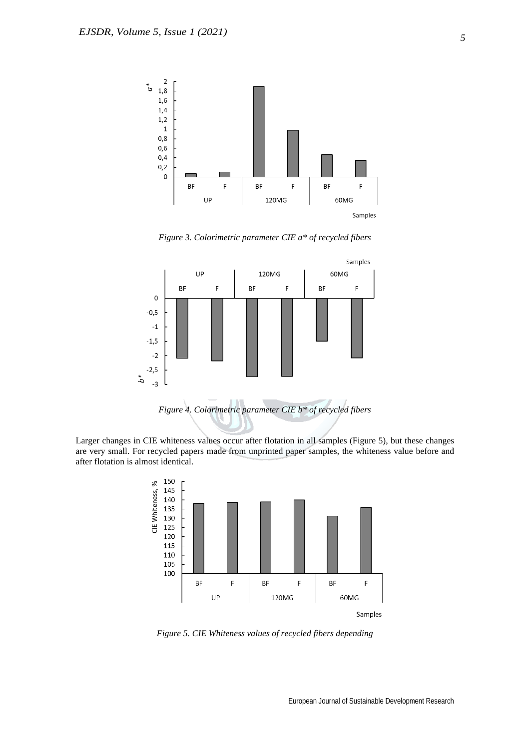a*

2
1,8
1,6
1,4
1,2
1
0,8
0,6
0,4
0,2
0

BF F BF F BF F

UP 120MG 60MG

Samples

*Figure 3. Colorimetric parameter CIE a\* of recycled fibers*

Samples

UP 120MG 60MG

BF F BF F BF F

0
-0,5
-1
-1,5
-2
-2,5
-3

b*

*Figure 4. Colorimetric parameter CIE b\* of recycled fibers*

Larger changes in CIE whiteness values occur after flotation in all samples (Figure 5), but these changes are very small. For recycled papers made from unprinted paper samples, the whiteness value before and after flotation is almost identical.

CIE Whiteness, %

150
145
140
135
130
125
120
115
110
105
100

BF F BF F BF F

UP 120MG 60MG

Samples

*Figure 5. CIE Whiteness values of recycled fibers depending*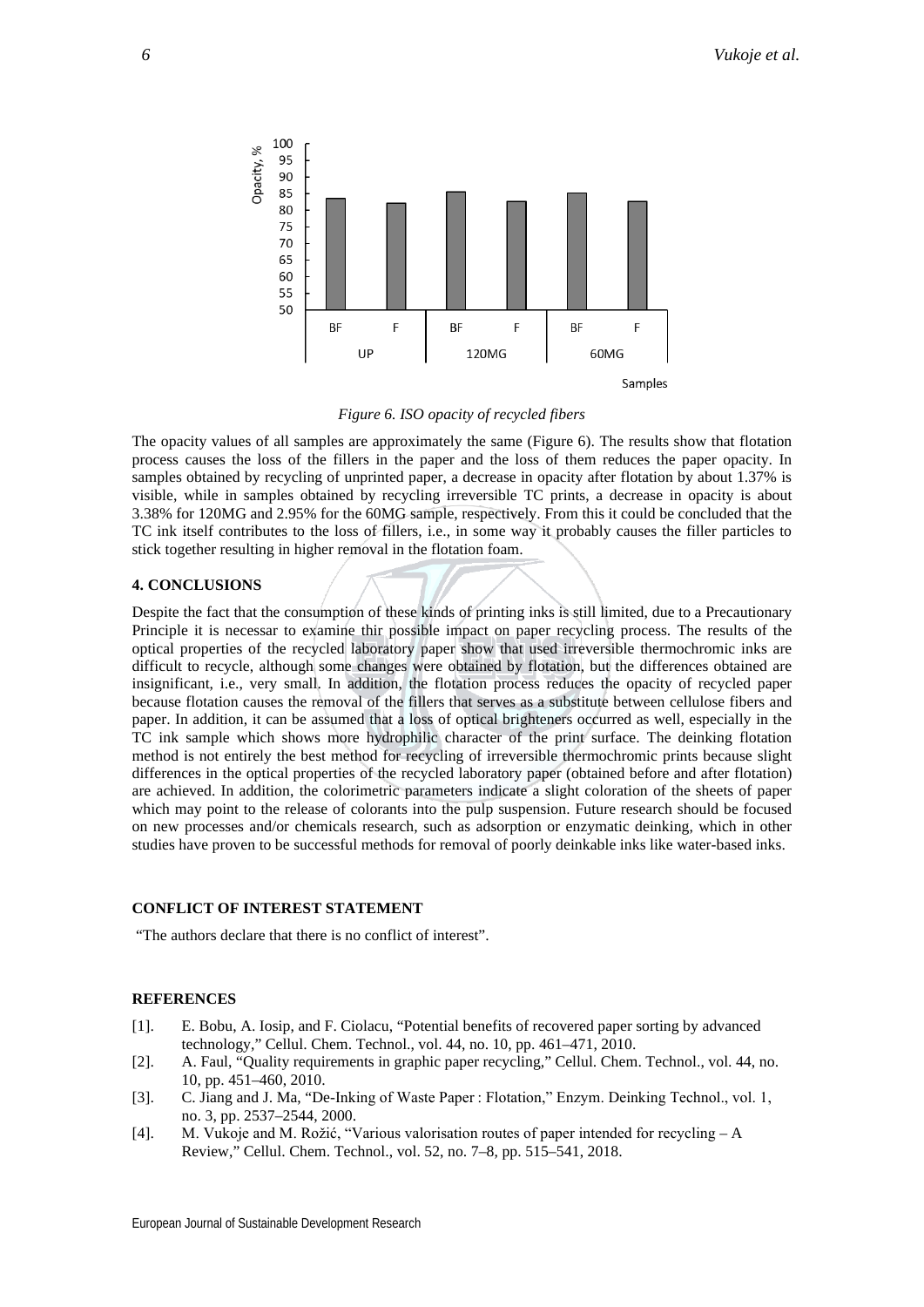Opacity, %

100
95
90
85
80
75
70
65
60
55
50

BF F BF F BF F

UP 120MG 60MG

Samples

*Figure 6. ISO opacity of recycled fibers*

The opacity values of all samples are approximately the same (Figure 6). The results show that flotation process causes the loss of the fillers in the paper and the loss of them reduces the paper opacity. In samples obtained by recycling of unprinted paper, a decrease in opacity after flotation by about 1.37% is visible, while in samples obtained by recycling irreversible TC prints, a decrease in opacity is about 3.38% for 120MG and 2.95% for the 60MG sample, respectively. From this it could be concluded that the TC ink itself contributes to the loss of fillers, i.e., in some way it probably causes the filler particles to stick together resulting in higher removal in the flotation foam.

## 4. CONCLUSIONS

Despite the fact that the consumption of these kinds of printing inks is still limited, due to a Precautionary Principle it is necessar to examine thir possible impact on paper recycling process. The results of the optical properties of the recycled laboratory paper show that used irreversible thermochromic inks are difficult to recycle, although some changes were obtained by flotation, but the differences obtained are insignificant, i.e., very small. In addition, the flotation process reduces the opacity of recycled paper because flotation causes the removal of the fillers that serves as a substitute between cellulose fibers and paper. In addition, it can be assumed that a loss of optical brighteners occurred as well, especially in the TC ink sample which shows more hydrophilic character of the print surface. The deinking flotation method is not entirely the best method for recycling of irreversible thermochromic prints because slight differences in the optical properties of the recycled laboratory paper (obtained before and after flotation) are achieved. In addition, the colorimetric parameters indicate a slight coloration of the sheets of paper which may point to the release of colorants into the pulp suspension. Future research should be focused on new processes and/or chemicals research, such as adsorption or enzymatic deinking, which in other studies have proven to be successful methods for removal of poorly deinkable inks like water-based inks.

## CONFLICT OF INTEREST STATEMENT

"The authors declare that there is no conflict of interest".

## REFERENCES

[1]. E. Bobu, A. Iosip, and F. Ciolacu, "Potential benefits of recovered paper sorting by advanced technology," Cellul. Chem. Technol., vol. 44, no. 10, pp. 461–471, 2010.

[2]. A. Faul, "Quality requirements in graphic paper recycling," Cellul. Chem. Technol., vol. 44, no. 10, pp. 451–460, 2010.

[3]. C. Jiang and J. Ma, "De-Inking of Waste Paper : Flotation," Enzym. Deinking Technol., vol. 1, no. 3, pp. 2537–2544, 2000.

[4]. M. Vukoje and M. Rožić, "Various valorisation routes of paper intended for recycling – A Review," Cellul. Chem. Technol., vol. 52, no. 7–8, pp. 515–541, 2018.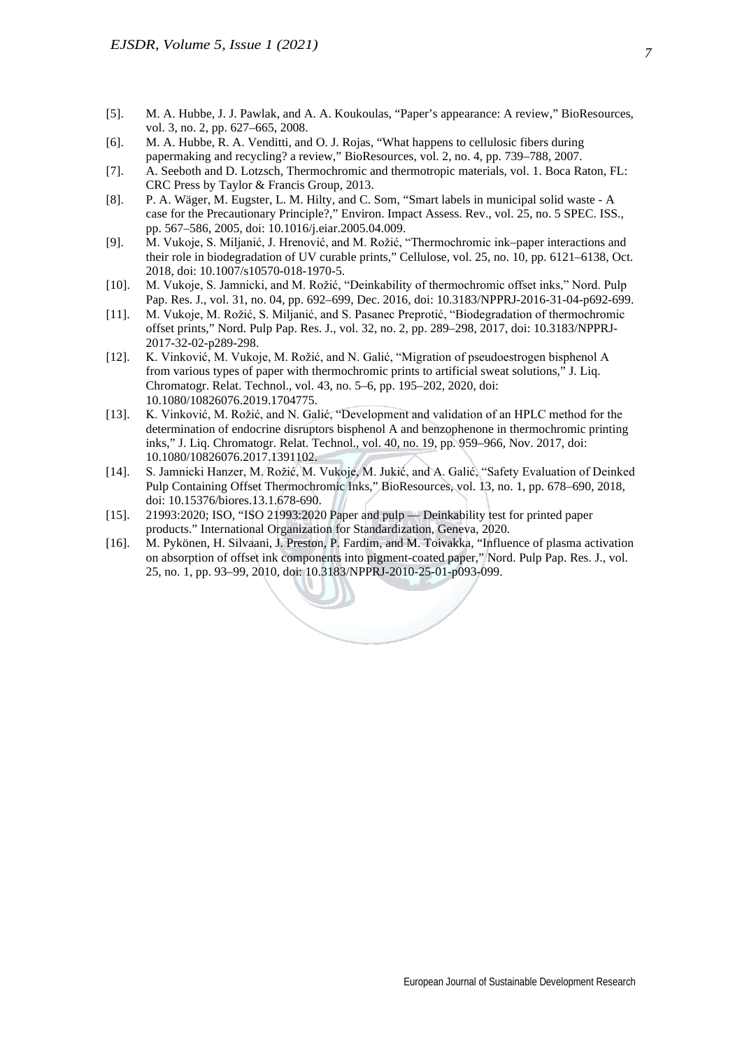[5]. M. A. Hubbe, J. J. Pawlak, and A. A. Koukoulas, “Paper’s appearance: A review,” BioResources, vol. 3, no. 2, pp. 627–665, 2008.

[6]. M. A. Hubbe, R. A. Venditti, and O. J. Rojas, “What happens to cellulosic fibers during papermaking and recycling? a review,” BioResources, vol. 2, no. 4, pp. 739–788, 2007.

[7]. A. Seeboth and D. Lotzsch, Thermochromic and thermotropic materials, vol. 1. Boca Raton, FL: CRC Press by Taylor & Francis Group, 2013.

[8]. P. A. Wäger, M. Eugster, L. M. Hilty, and C. Som, “Smart labels in municipal solid waste - A case for the Precautionary Principle?,” Environ. Impact Assess. Rev., vol. 25, no. 5 SPEC. ISS., pp. 567–586, 2005, doi: 10.1016/j.eiar.2005.04.009.

[9]. M. Vukoje, S. Miljanić, J. Hrenović, and M. Rožić, “Thermochromic ink–paper interactions and their role in biodegradation of UV curable prints,” Cellulose, vol. 25, no. 10, pp. 6121–6138, Oct. 2018, doi: 10.1007/s10570-018-1970-5.

[10]. M. Vukoje, S. Jamnicki, and M. Rožić, “Deinkability of thermochromic offset inks,” Nord. Pulp Pap. Res. J., vol. 31, no. 04, pp. 692–699, Dec. 2016, doi: 10.3183/NPPRJ-2016-31-04-p692-699.

[11]. M. Vukoje, M. Rožić, S. Miljanić, and S. Pasanec Preprotić, “Biodegradation of thermochromic offset prints,” Nord. Pulp Pap. Res. J., vol. 32, no. 2, pp. 289–298, 2017, doi: 10.3183/NPPRJ-2017-32-02-p289-298.

[12]. K. Vinković, M. Vukoje, M. Rožić, and N. Galić, “Migration of pseudoestrogen bisphenol A from various types of paper with thermochromic prints to artificial sweat solutions,” J. Liq. Chromatogr. Relat. Technol., vol. 43, no. 5–6, pp. 195–202, 2020, doi: 10.1080/10826076.2019.1704775.

[13]. K. Vinković, M. Rožić, and N. Galić, “Development and validation of an HPLC method for the determination of endocrine disruptors bisphenol A and benzophenone in thermochromic printing inks,” J. Liq. Chromatogr. Relat. Technol., vol. 40, no. 19, pp. 959–966, Nov. 2017, doi: 10.1080/10826076.2017.1391102.

[14]. S. Jamnicki Hanzer, M. Rožić, M. Vukoje, M. Jukić, and A. Galić, “Safety Evaluation of Deinked Pulp Containing Offset Thermochromic Inks,” BioResources, vol. 13, no. 1, pp. 678–690, 2018, doi: 10.15376/biores.13.1.678-690.

[15]. 21993:2020; ISO, “ISO 21993:2020 Paper and pulp — Deinkability test for printed paper products.” International Organization for Standardization, Geneva, 2020.

[16]. M. Pykönen, H. Silvaani, J. Preston, P. Fardim, and M. Toivakka, “Influence of plasma activation on absorption of offset ink components into pigment-coated paper,” Nord. Pulp Pap. Res. J., vol. 25, no. 1, pp. 93–99, 2010, doi: 10.3183/NPPRJ-2010-25-01-p093-099.